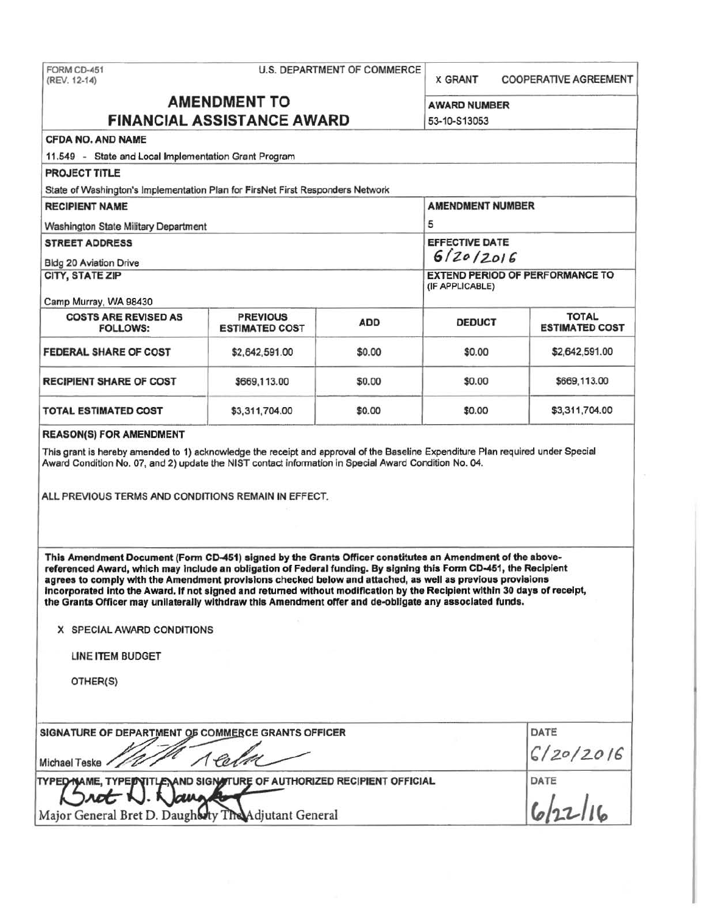FORM CD-451
(REV. 12-14)

U.S. DEPARTMENT OF COMMERCE

X GRANT    COOPERATIVE AGREEMENT

# AMENDMENT TO FINANCIAL ASSISTANCE AWARD

**AWARD NUMBER**
53-10-S13053

**CFDA NO. AND NAME**
11.549 - State and Local Implementation Grant Program

**PROJECT TITLE**
State of Washington's Implementation Plan for FirsNet First Responders Network

**RECIPIENT NAME**
Washington State Military Department

**AMENDMENT NUMBER**
5

**STREET ADDRESS**
Bldg 20 Aviation Drive

**EFFECTIVE DATE**
6/20/2016

**CITY, STATE ZIP**
Camp Murray, WA 98430

**EXTEND PERIOD OF PERFORMANCE TO (IF APPLICABLE)**

| COSTS ARE REVISED AS FOLLOWS: | PREVIOUS ESTIMATED COST | ADD | DEDUCT | TOTAL ESTIMATED COST |
|---|---|---|---|---|
| FEDERAL SHARE OF COST | $2,642,591.00 | $0.00 | $0.00 | $2,642,591.00 |
| RECIPIENT SHARE OF COST | $669,113.00 | $0.00 | $0.00 | $669,113.00 |
| TOTAL ESTIMATED COST | $3,311,704.00 | $0.00 | $0.00 | $3,311,704.00 |

**REASON(S) FOR AMENDMENT**

This grant is hereby amended to 1) acknowledge the receipt and approval of the Baseline Expenditure Plan required under Special Award Condition No. 07, and 2) update the NIST contact information in Special Award Condition No. 04.

ALL PREVIOUS TERMS AND CONDITIONS REMAIN IN EFFECT.

**This Amendment Document (Form CD-451) signed by the Grants Officer constitutes an Amendment of the above-referenced Award, which may include an obligation of Federal funding. By signing this Form CD-451, the Recipient agrees to comply with the Amendment provisions checked below and attached, as well as previous provisions incorporated into the Award. If not signed and returned without modification by the Recipient within 30 days of receipt, the Grants Officer may unilaterally withdraw this Amendment offer and de-obligate any associated funds.**

X SPECIAL AWARD CONDITIONS

LINE ITEM BUDGET

OTHER(S)

**SIGNATURE OF DEPARTMENT OF COMMERCE GRANTS OFFICER**
Michael Teske

**DATE**
6/20/2016

**TYPED NAME, TYPED TITLE, AND SIGNATURE OF AUTHORIZED RECIPIENT OFFICIAL**
Major General Bret D. Daugherty The Adjutant General

**DATE**
6/22/16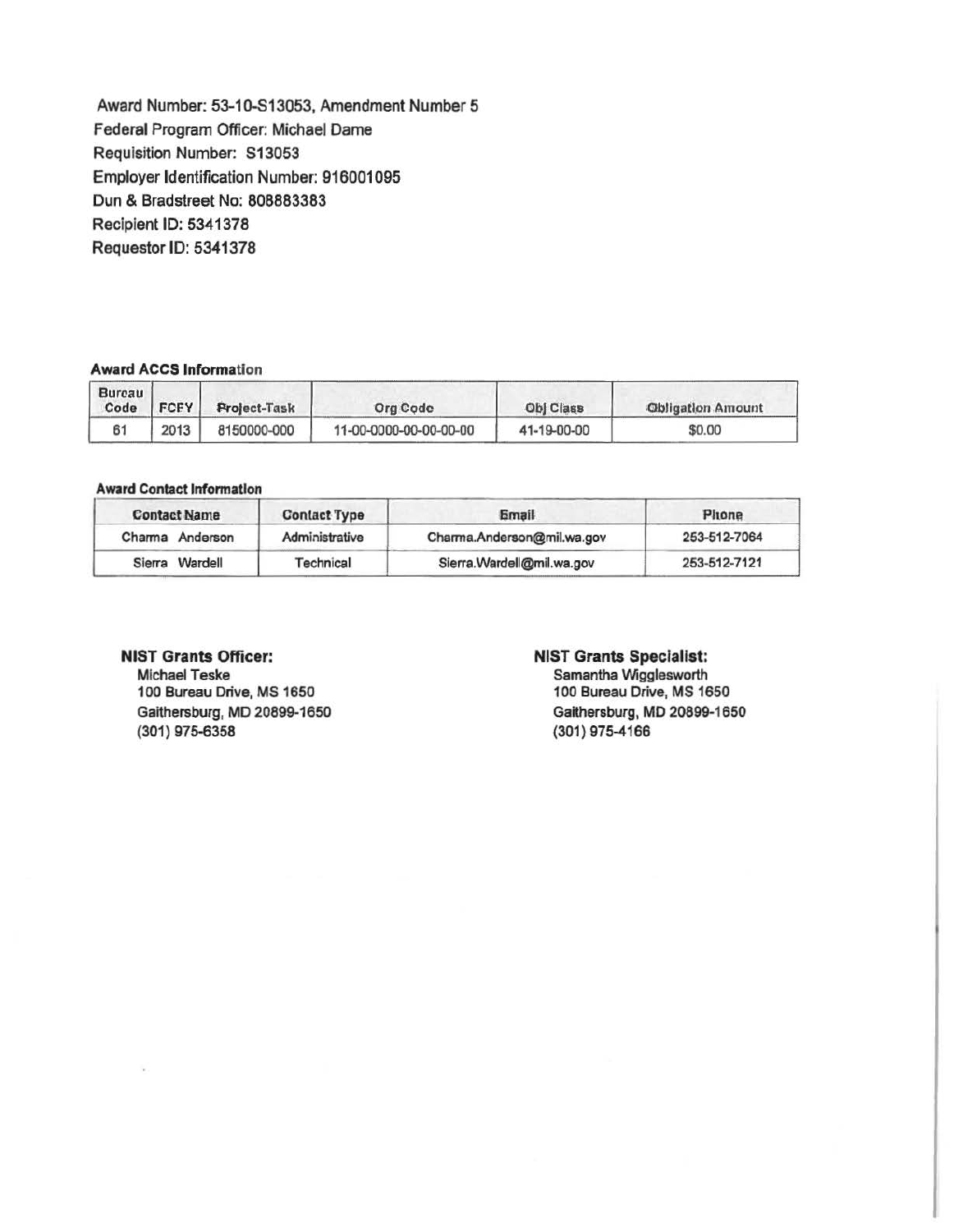Award Number: 53-10-S13053, Amendment Number 5
Federal Program Officer: Michael Dame
Requisition Number: S13053
Employer Identification Number: 916001095
Dun & Bradstreet No: 808883383
Recipient ID: 5341378
Requestor ID: 5341378

**Award ACCS Information**

| Bureau Code | FCFY | Project-Task | Org Code | Obj Class | Obligation Amount |
|---|---|---|---|---|---|
| 61 | 2013 | 8150000-000 | 11-00-0000-00-00-00-00 | 41-19-00-00 | $0.00 |

**Award Contact Information**

| Contact Name | Contact Type | Email | Phone |
|---|---|---|---|
| Charma Anderson | Administrative | Charma.Anderson@mil.wa.gov | 253-512-7064 |
| Sierra Wardell | Technical | Sierra.Wardell@mil.wa.gov | 253-512-7121 |

**NIST Grants Officer:**
Michael Teske
100 Bureau Drive, MS 1650
Gaithersburg, MD 20899-1650
(301) 975-6358

**NIST Grants Specialist:**
Samantha Wigglesworth
100 Bureau Drive, MS 1650
Gaithersburg, MD 20899-1650
(301) 975-4166